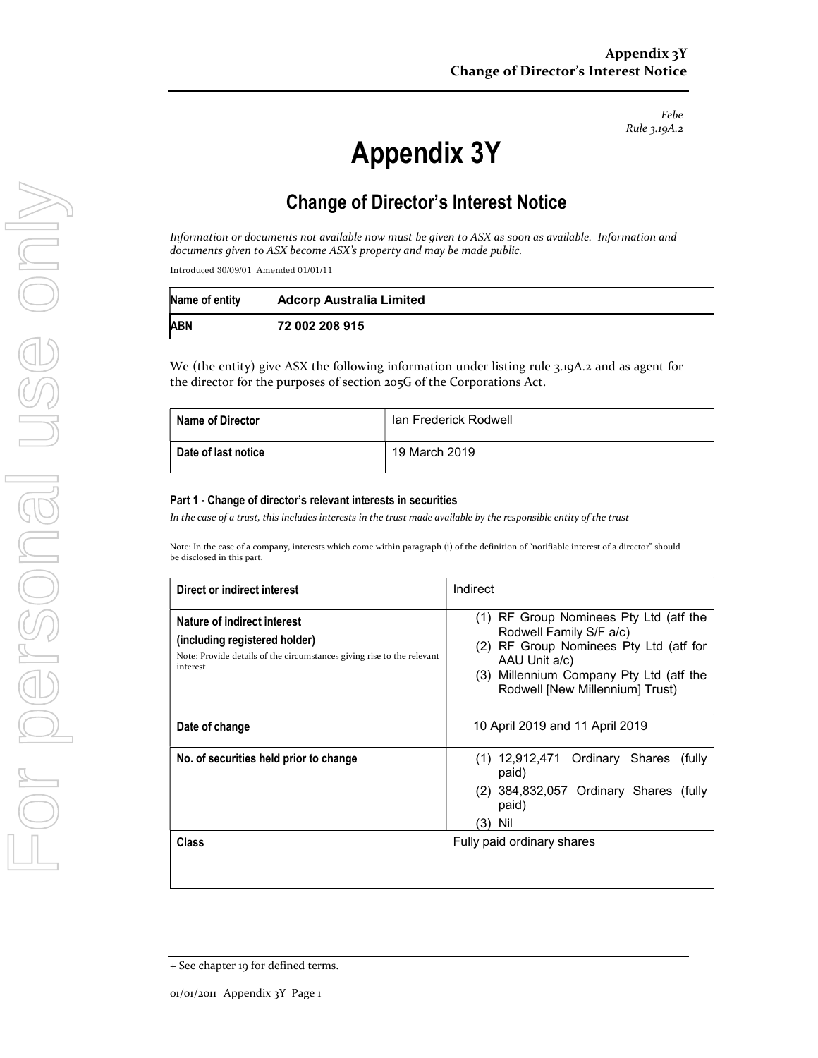*Febe*
*Rule 3.19A.2*

# Appendix 3Y

## Change of Director's Interest Notice

*Information or documents not available now must be given to ASX as soon as available. Information and documents given to ASX become ASX's property and may be made public.*

Introduced 30/09/01 Amended 01/01/11

| Name of entity | Adcorp Australia Limited |
|---|---|
| ABN | 72 002 208 915 |

We (the entity) give ASX the following information under listing rule 3.19A.2 and as agent for the director for the purposes of section 205G of the Corporations Act.

| Name of Director | Ian Frederick Rodwell |
|---|---|
| Date of last notice | 19 March 2019 |

#### Part 1 - Change of director's relevant interests in securities

*In the case of a trust, this includes interests in the trust made available by the responsible entity of the trust*

Note: In the case of a company, interests which come within paragraph (i) of the definition of "notifiable interest of a director" should be disclosed in this part.

| Direct or indirect interest | Indirect |
|---|---|
| **Nature of indirect interest (including registered holder)**<br>Note: Provide details of the circumstances giving rise to the relevant interest. | (1) RF Group Nominees Pty Ltd (atf the Rodwell Family S/F a/c)<br>(2) RF Group Nominees Pty Ltd (atf for AAU Unit a/c)<br>(3) Millennium Company Pty Ltd (atf the Rodwell [New Millennium] Trust) |
| **Date of change** | 10 April 2019 and 11 April 2019 |
| **No. of securities held prior to change** | (1) 12,912,471 Ordinary Shares (fully paid)<br>(2) 384,832,057 Ordinary Shares (fully paid)<br>(3) Nil |
| **Class** | Fully paid ordinary shares |

+ See chapter 19 for defined terms.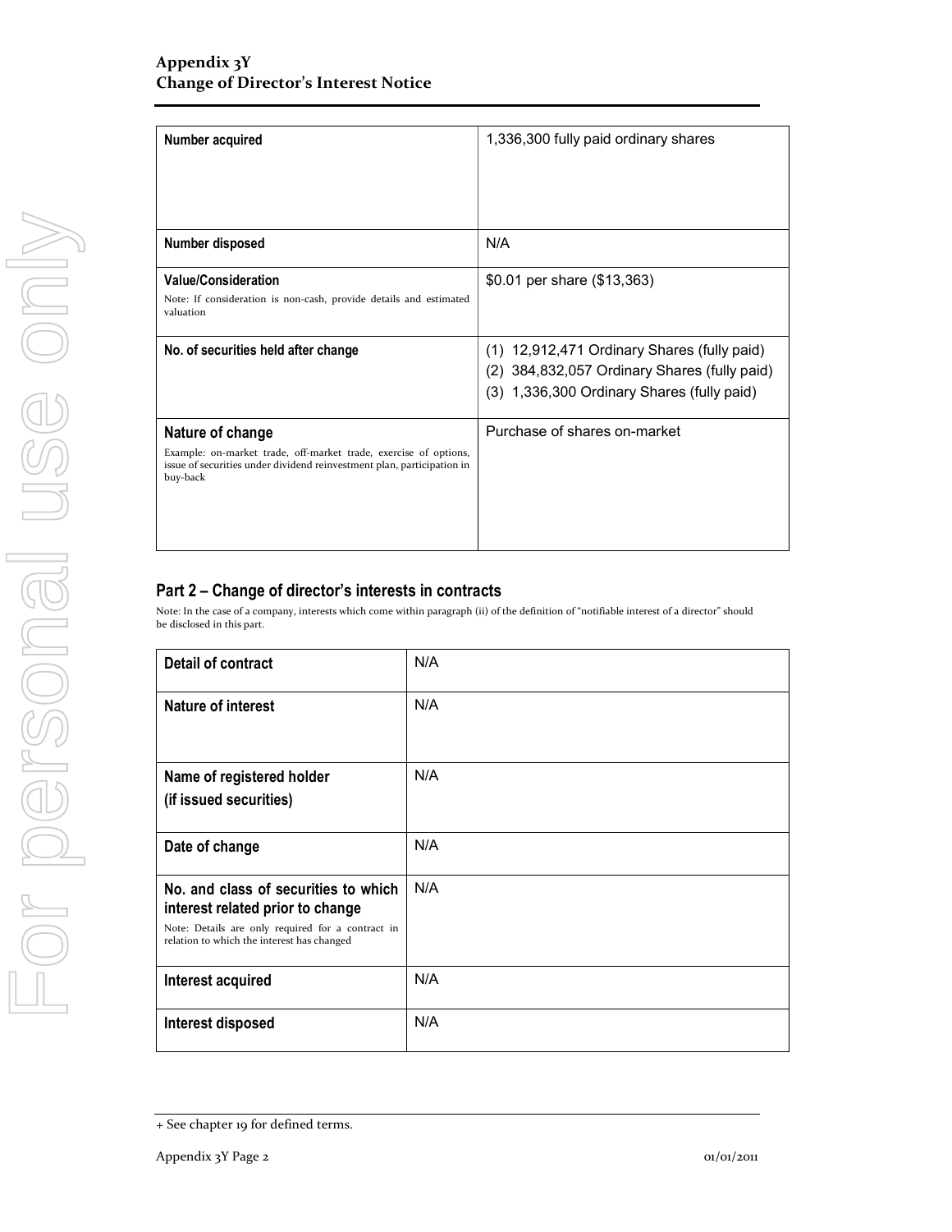| Number acquired | 1,336,300 fully paid ordinary shares |
|---|---|
| Number disposed | N/A |
| **Value/Consideration**<br>Note: If consideration is non-cash, provide details and estimated valuation | $0.01 per share ($13,363) |
| No. of securities held after change | (1) 12,912,471 Ordinary Shares (fully paid)<br>(2) 384,832,057 Ordinary Shares (fully paid)<br>(3) 1,336,300 Ordinary Shares (fully paid) |
| **Nature of change**<br>Example: on-market trade, off-market trade, exercise of options, issue of securities under dividend reinvestment plan, participation in buy-back | Purchase of shares on-market |

## Part 2 – Change of director's interests in contracts

Note: In the case of a company, interests which come within paragraph (ii) of the definition of "notifiable interest of a director" should be disclosed in this part.

| Detail of contract | N/A |
|---|---|
| Nature of interest | N/A |
| Name of registered holder (if issued securities) | N/A |
| Date of change | N/A |
| **No. and class of securities to which interest related prior to change**<br>Note: Details are only required for a contract in relation to which the interest has changed | N/A |
| Interest acquired | N/A |
| Interest disposed | N/A |

+ See chapter 19 for defined terms.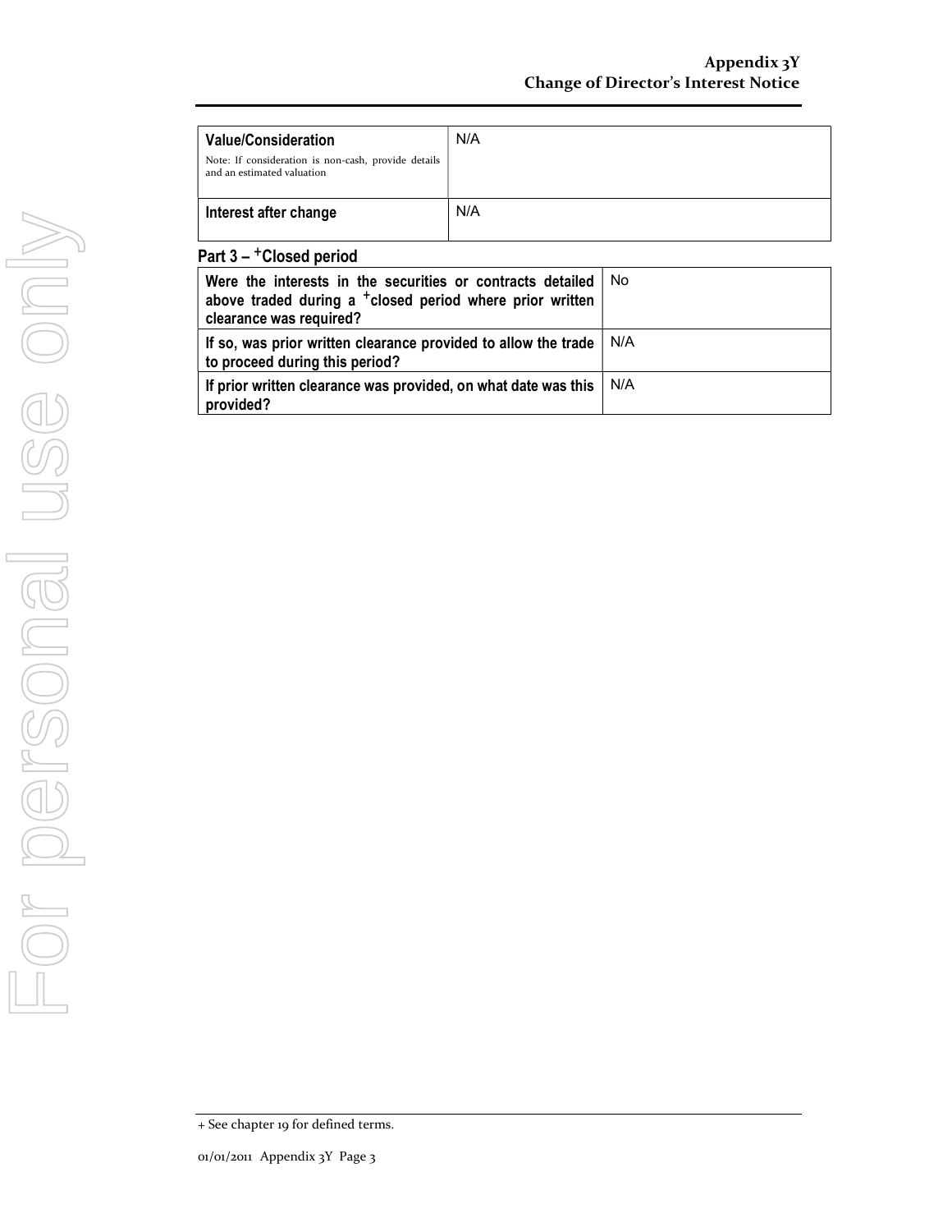| | |
|---|---|
| **Value/Consideration**<br>Note: If consideration is non-cash, provide details and an estimated valuation | N/A |
| **Interest after change** | N/A |

## Part 3 – +Closed period

| | |
|---|---|
| **Were the interests in the securities or contracts detailed above traded during a +closed period where prior written clearance was required?** | No |
| **If so, was prior written clearance provided to allow the trade to proceed during this period?** | N/A |
| **If prior written clearance was provided, on what date was this provided?** | N/A |

+ See chapter 19 for defined terms.